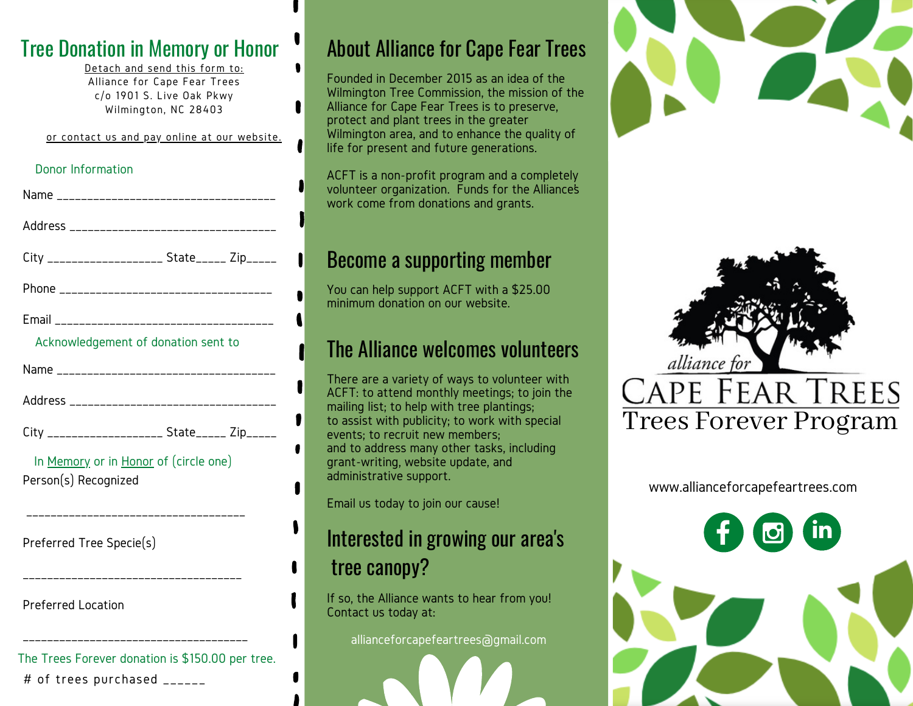## Tree Donation in Memory or Honor

Detach and send this form to:
Alliance for Cape Fear Trees
c/o 1901 S. Live Oak Pkwy
Wilmington, NC 28403

or contact us and pay online at our website.

### Donor Information

Name ___________________________________

Address _________________________________

City __________________ State_____ Zip_____

Phone __________________________________

Email ___________________________________

### Acknowledgement of donation sent to

Name ___________________________________

Address _________________________________

City __________________ State_____ Zip_____

In Memory or in Honor of (circle one)

Person(s) Recognized

___________________________________

Preferred Tree Specie(s)

___________________________________

Preferred Location

___________________________________

The Trees Forever donation is $150.00 per tree.

# of trees purchased ______

## About Alliance for Cape Fear Trees

Founded in December 2015 as an idea of the Wilmington Tree Commission, the mission of the Alliance for Cape Fear Trees is to preserve, protect and plant trees in the greater Wilmington area, and to enhance the quality of life for present and future generations.

ACFT is a non-profit program and a completely volunteer organization. Funds for the Alliance's work come from donations and grants.

## Become a supporting member

You can help support ACFT with a $25.00 minimum donation on our website.

## The Alliance welcomes volunteers

There are a variety of ways to volunteer with ACFT: to attend monthly meetings; to join the mailing list; to help with tree plantings;
to assist with publicity; to work with special events; to recruit new members;
and to address many other tasks, including grant-writing, website update, and administrative support.

Email us today to join our cause!

## Interested in growing our area's tree canopy?

If so, the Alliance wants to hear from you! Contact us today at:

allianceforcapefeartrees@gmail.com

alliance for
CAPE FEAR TREES
Trees Forever Program

www.allianceforcapefeartrees.com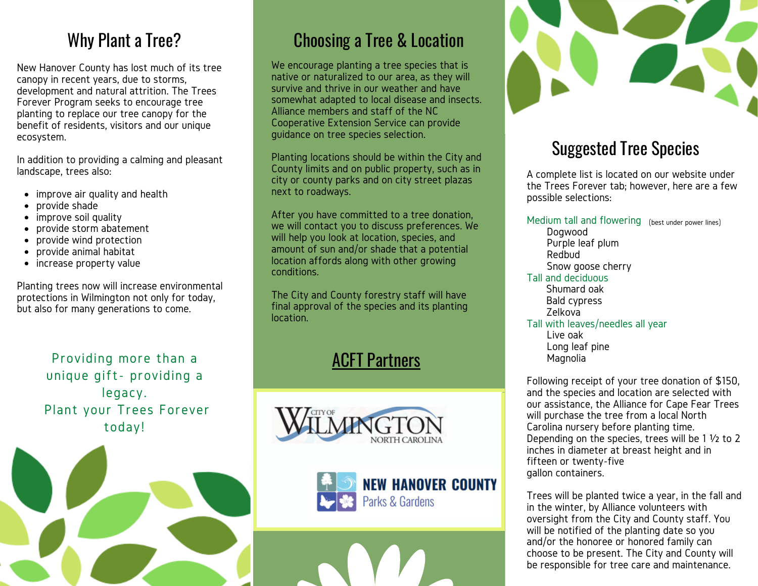## Why Plant a Tree?

New Hanover County has lost much of its tree canopy in recent years, due to storms, development and natural attrition. The Trees Forever Program seeks to encourage tree planting to replace our tree canopy for the benefit of residents, visitors and our unique ecosystem.

In addition to providing a calming and pleasant landscape, trees also:

- improve air quality and health
- provide shade
- improve soil quality
- provide storm abatement
- provide wind protection
- provide animal habitat
- increase property value

Planting trees now will increase environmental protections in Wilmington not only for today, but also for many generations to come.

Providing more than a unique gift- providing a legacy.
Plant your Trees Forever today!

## Choosing a Tree & Location

We encourage planting a tree species that is native or naturalized to our area, as they will survive and thrive in our weather and have somewhat adapted to local disease and insects. Alliance members and staff of the NC Cooperative Extension Service can provide guidance on tree species selection.

Planting locations should be within the City and County limits and on public property, such as in city or county parks and on city street plazas next to roadways.

After you have committed to a tree donation, we will contact you to discuss preferences. We will help you look at location, species, and amount of sun and/or shade that a potential location affords along with other growing conditions.

The City and County forestry staff will have final approval of the species and its planting location.

## ACFT Partners

CITY OF WILMINGTON NORTH CAROLINA

NEW HANOVER COUNTY Parks & Gardens

## Suggested Tree Species

A complete list is located on our website under the Trees Forever tab; however, here are a few possible selections:

Medium tall and flowering (best under power lines)
- Dogwood
- Purple leaf plum
- Redbud
- Snow goose cherry

Tall and deciduous
- Shumard oak
- Bald cypress
- Zelkova

Tall with leaves/needles all year
- Live oak
- Long leaf pine
- Magnolia

Following receipt of your tree donation of $150, and the species and location are selected with our assistance, the Alliance for Cape Fear Trees will purchase the tree from a local North Carolina nursery before planting time. Depending on the species, trees will be 1 ½ to 2 inches in diameter at breast height and in fifteen or twenty-five gallon containers.

Trees will be planted twice a year, in the fall and in the winter, by Alliance volunteers with oversight from the City and County staff. You will be notified of the planting date so you and/or the honoree or honored family can choose to be present. The City and County will be responsible for tree care and maintenance.